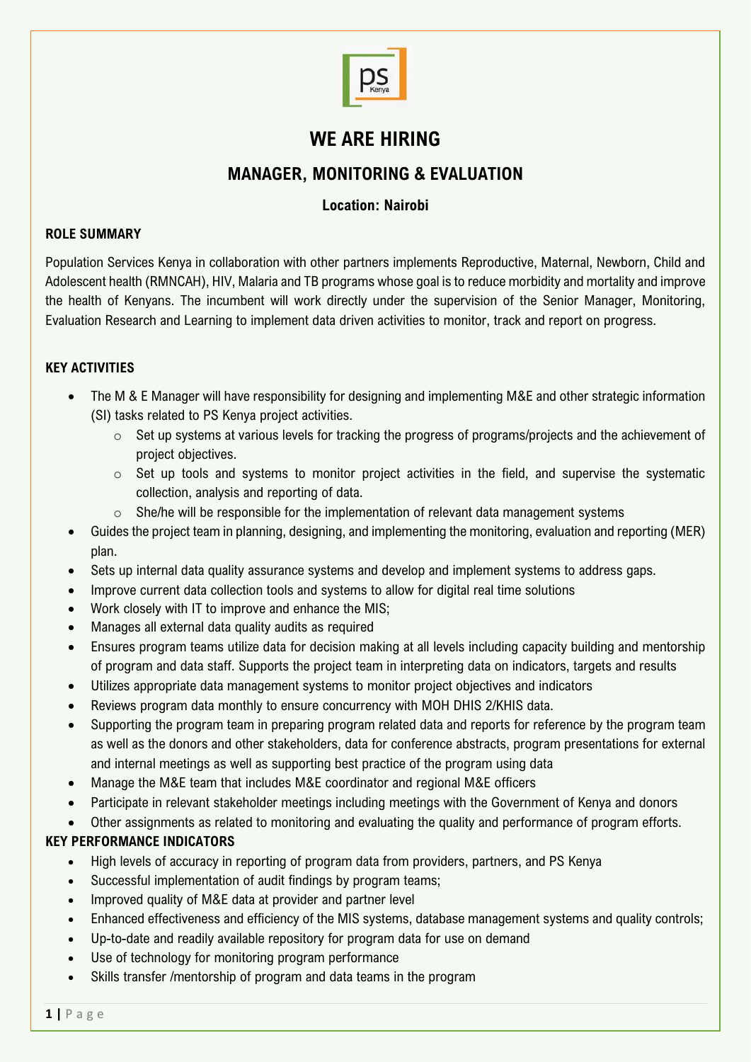# WE ARE HIRING

## MANAGER, MONITORING & EVALUATION

### Location: Nairobi

**ROLE SUMMARY**

Population Services Kenya in collaboration with other partners implements Reproductive, Maternal, Newborn, Child and Adolescent health (RMNCAH), HIV, Malaria and TB programs whose goal is to reduce morbidity and mortality and improve the health of Kenyans. The incumbent will work directly under the supervision of the Senior Manager, Monitoring, Evaluation Research and Learning to implement data driven activities to monitor, track and report on progress.

**KEY ACTIVITIES**

- The M & E Manager will have responsibility for designing and implementing M&E and other strategic information (SI) tasks related to PS Kenya project activities.
  - Set up systems at various levels for tracking the progress of programs/projects and the achievement of project objectives.
  - Set up tools and systems to monitor project activities in the field, and supervise the systematic collection, analysis and reporting of data.
  - She/he will be responsible for the implementation of relevant data management systems
- Guides the project team in planning, designing, and implementing the monitoring, evaluation and reporting (MER) plan.
- Sets up internal data quality assurance systems and develop and implement systems to address gaps.
- Improve current data collection tools and systems to allow for digital real time solutions
- Work closely with IT to improve and enhance the MIS;
- Manages all external data quality audits as required
- Ensures program teams utilize data for decision making at all levels including capacity building and mentorship of program and data staff. Supports the project team in interpreting data on indicators, targets and results
- Utilizes appropriate data management systems to monitor project objectives and indicators
- Reviews program data monthly to ensure concurrency with MOH DHIS 2/KHIS data.
- Supporting the program team in preparing program related data and reports for reference by the program team as well as the donors and other stakeholders, data for conference abstracts, program presentations for external and internal meetings as well as supporting best practice of the program using data
- Manage the M&E team that includes M&E coordinator and regional M&E officers
- Participate in relevant stakeholder meetings including meetings with the Government of Kenya and donors
- Other assignments as related to monitoring and evaluating the quality and performance of program efforts.

**KEY PERFORMANCE INDICATORS**

- High levels of accuracy in reporting of program data from providers, partners, and PS Kenya
- Successful implementation of audit findings by program teams;
- Improved quality of M&E data at provider and partner level
- Enhanced effectiveness and efficiency of the MIS systems, database management systems and quality controls;
- Up-to-date and readily available repository for program data for use on demand
- Use of technology for monitoring program performance
- Skills transfer /mentorship of program and data teams in the program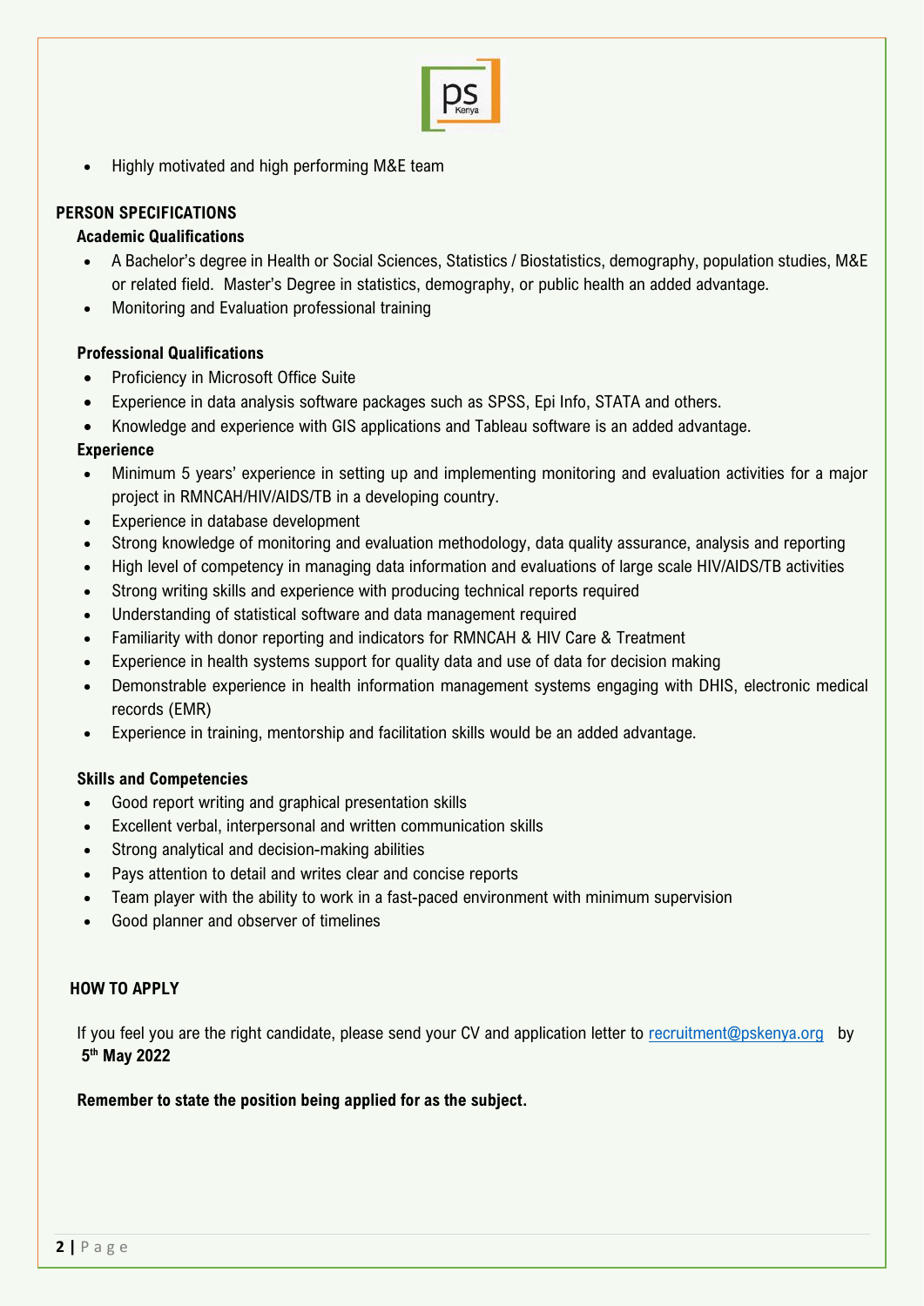- Highly motivated and high performing M&E team

## PERSON SPECIFICATIONS

### Academic Qualifications

- A Bachelor's degree in Health or Social Sciences, Statistics / Biostatistics, demography, population studies, M&E or related field. Master's Degree in statistics, demography, or public health an added advantage.
- Monitoring and Evaluation professional training

### Professional Qualifications

- Proficiency in Microsoft Office Suite
- Experience in data analysis software packages such as SPSS, Epi Info, STATA and others.
- Knowledge and experience with GIS applications and Tableau software is an added advantage.

### Experience

- Minimum 5 years' experience in setting up and implementing monitoring and evaluation activities for a major project in RMNCAH/HIV/AIDS/TB in a developing country.
- Experience in database development
- Strong knowledge of monitoring and evaluation methodology, data quality assurance, analysis and reporting
- High level of competency in managing data information and evaluations of large scale HIV/AIDS/TB activities
- Strong writing skills and experience with producing technical reports required
- Understanding of statistical software and data management required
- Familiarity with donor reporting and indicators for RMNCAH & HIV Care & Treatment
- Experience in health systems support for quality data and use of data for decision making
- Demonstrable experience in health information management systems engaging with DHIS, electronic medical records (EMR)
- Experience in training, mentorship and facilitation skills would be an added advantage.

### Skills and Competencies

- Good report writing and graphical presentation skills
- Excellent verbal, interpersonal and written communication skills
- Strong analytical and decision-making abilities
- Pays attention to detail and writes clear and concise reports
- Team player with the ability to work in a fast-paced environment with minimum supervision
- Good planner and observer of timelines

## HOW TO APPLY

If you feel you are the right candidate, please send your CV and application letter to recruitment@pskenya.org by **5th May 2022**

**Remember to state the position being applied for as the subject.**